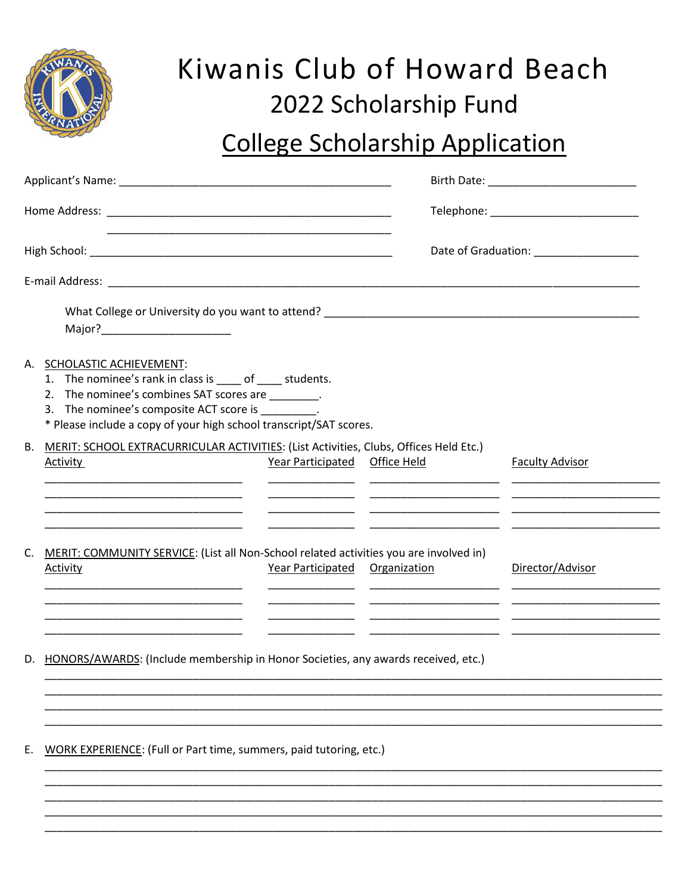# Kiwanis Club of Howard Beach

## 2022 Scholarship Fund

## College Scholarship Application

Applicant's Name: ____________________________________________ Birth Date: ________________________

Home Address: ______________________________________________ Telephone: ________________________

______________________________________________

High School: ________________________________________________ Date of Graduation: _________________

E-mail Address: ______________________________________________________________________________________

What College or University do you want to attend? ___________________________________________________

Major?_____________________

A. SCHOLASTIC ACHIEVEMENT:
1. The nominee's rank in class is ____ of ____ students.
2. The nominee's combines SAT scores are ________.
3. The nominee's composite ACT score is _________.

* Please include a copy of your high school transcript/SAT scores.

B. MERIT: SCHOOL EXTRACURRICULAR ACTIVITIES: (List Activities, Clubs, Offices Held Etc.)

| Activity | Year Participated | Office Held | Faculty Advisor |
|---|---|---|---|
| | | | |
| | | | |
| | | | |
| | | | |

C. MERIT: COMMUNITY SERVICE: (List all Non-School related activities you are involved in)

| Activity | Year Participated | Organization | Director/Advisor |
|---|---|---|---|
| | | | |
| | | | |
| | | | |
| | | | |

D. HONORS/AWARDS: (Include membership in Honor Societies, any awards received, etc.)

______________________________________________________________________________________________

______________________________________________________________________________________________

______________________________________________________________________________________________

______________________________________________________________________________________________

E. WORK EXPERIENCE: (Full or Part time, summers, paid tutoring, etc.)

______________________________________________________________________________________________

______________________________________________________________________________________________

______________________________________________________________________________________________

______________________________________________________________________________________________

______________________________________________________________________________________________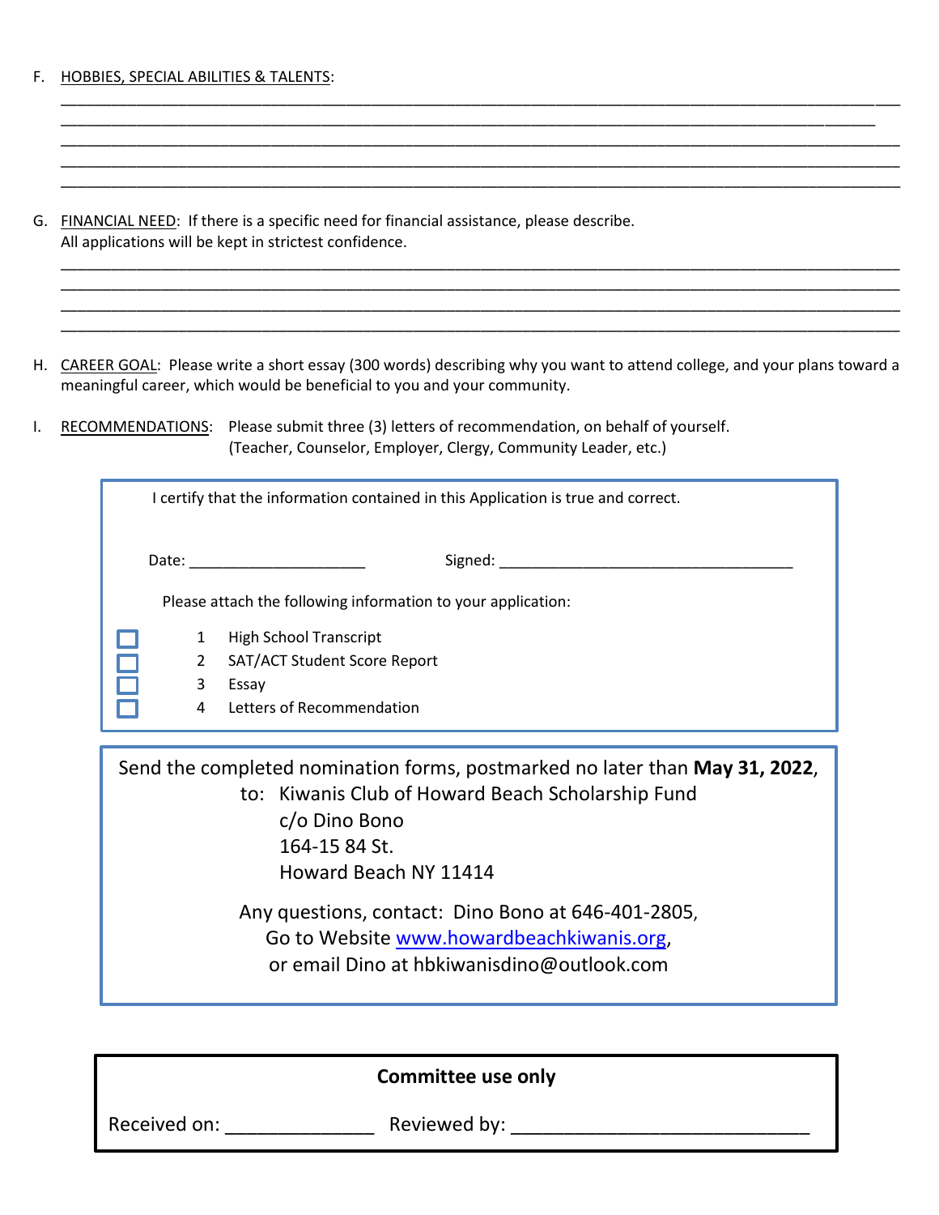F. HOBBIES, SPECIAL ABILITIES & TALENTS:

______________________________________________________________________________________________
______________________________________________________________________________________________
______________________________________________________________________________________________
______________________________________________________________________________________________
______________________________________________________________________________________________

G. FINANCIAL NEED: If there is a specific need for financial assistance, please describe.
All applications will be kept in strictest confidence.

______________________________________________________________________________________________
______________________________________________________________________________________________
______________________________________________________________________________________________
______________________________________________________________________________________________

H. CAREER GOAL: Please write a short essay (300 words) describing why you want to attend college, and your plans toward a meaningful career, which would be beneficial to you and your community.

I. RECOMMENDATIONS: Please submit three (3) letters of recommendation, on behalf of yourself.
(Teacher, Counselor, Employer, Clergy, Community Leader, etc.)

I certify that the information contained in this Application is true and correct.

Date: ____________________ Signed: ___________________________________

Please attach the following information to your application:

- ☐ 1 High School Transcript
- ☐ 2 SAT/ACT Student Score Report
- ☐ 3 Essay
- ☐ 4 Letters of Recommendation

Send the completed nomination forms, postmarked no later than **May 31, 2022**,
to: Kiwanis Club of Howard Beach Scholarship Fund
c/o Dino Bono
164-15 84 St.
Howard Beach NY 11414

Any questions, contact: Dino Bono at 646-401-2805,
Go to Website www.howardbeachkiwanis.org,
or email Dino at hbkiwanisdino@outlook.com

**Committee use only**

Received on: ______________ Reviewed by: ____________________________